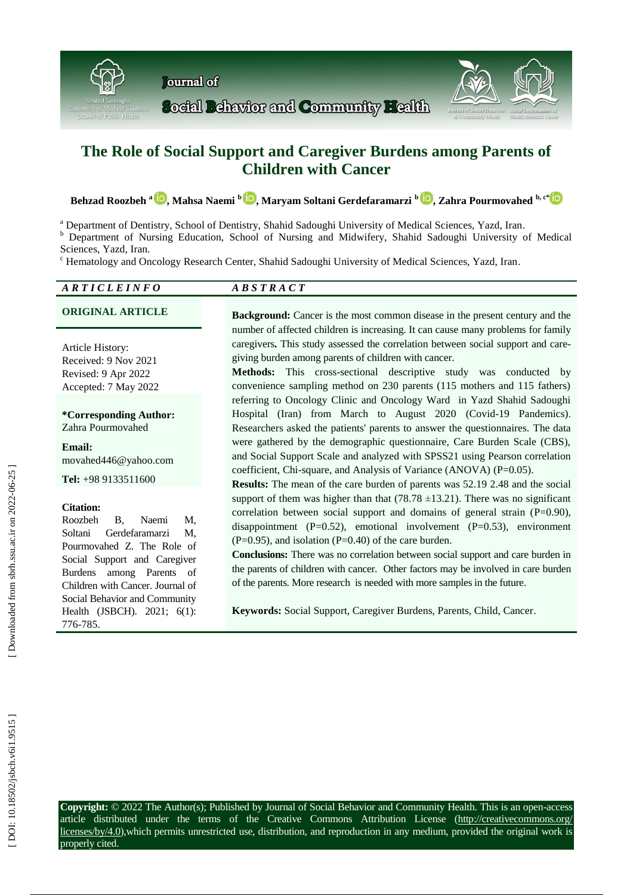# The Role of Social Support and Caregiver Burdens among Parents of Children with Cancer

**Behzad Roozbeh** [a], **Mahsa Naemi** [b], **Maryam Soltani Gerdefaramarzi** [b], **Zahra Pourmovahed** [b, c*]

[a] Department of Dentistry, School of Dentistry, Shahid Sadoughi University of Medical Sciences, Yazd, Iran.
[b] Department of Nursing Education, School of Nursing and Midwifery, Shahid Sadoughi University of Medical Sciences, Yazd, Iran.
[c] Hematology and Oncology Research Center, Shahid Sadoughi University of Medical Sciences, Yazd, Iran.

***ARTICLE INFO***

**ORIGINAL ARTICLE**

Article History:
Received: 9 Nov 2021
Revised: 9 Apr 2022
Accepted: 7 May 2022

**\*Corresponding Author:**
Zahra Pourmovahed

**Email:**
movahed446@yahoo.com

**Tel:** +98 9133511600

**Citation:**
Roozbeh B, Naemi M, Soltani Gerdefaramarzi M, Pourmovahed Z. The Role of Social Support and Caregiver Burdens among Parents of Children with Cancer. Journal of Social Behavior and Community Health (JSBCH). 2021; 6(1): 776-785.

***ABSTRACT***

**Background:** Cancer is the most common disease in the present century and the number of affected children is increasing. It can cause many problems for family caregivers**.** This study assessed the correlation between social support and care-giving burden among parents of children with cancer.

**Methods:** This cross-sectional descriptive study was conducted by convenience sampling method on 230 parents (115 mothers and 115 fathers) referring to Oncology Clinic and Oncology Ward in Yazd Shahid Sadoughi Hospital (Iran) from March to August 2020 (Covid-19 Pandemics). Researchers asked the patients' parents to answer the questionnaires. The data were gathered by the demographic questionnaire, Care Burden Scale (CBS), and Social Support Scale and analyzed with SPSS21 using Pearson correlation coefficient, Chi-square, and Analysis of Variance (ANOVA) (P=0.05).

**Results:** The mean of the care burden of parents was 52.19 2.48 and the social support of them was higher than that (78.78 ±13.21). There was no significant correlation between social support and domains of general strain (P=0.90), disappointment (P=0.52), emotional involvement (P=0.53), environment (P=0.95), and isolation (P=0.40) of the care burden.

**Conclusions:** There was no correlation between social support and care burden in the parents of children with cancer. Other factors may be involved in care burden of the parents. More research is needed with more samples in the future.

**Keywords:** Social Support, Caregiver Burdens, Parents, Child, Cancer.

**Copyright:** © 2022 The Author(s); Published by Journal of Social Behavior and Community Health. This is an open-access article distributed under the terms of the Creative Commons Attribution License (http://creativecommons.org/licenses/by/4.0),which permits unrestricted use, distribution, and reproduction in any medium, provided the original work is properly cited.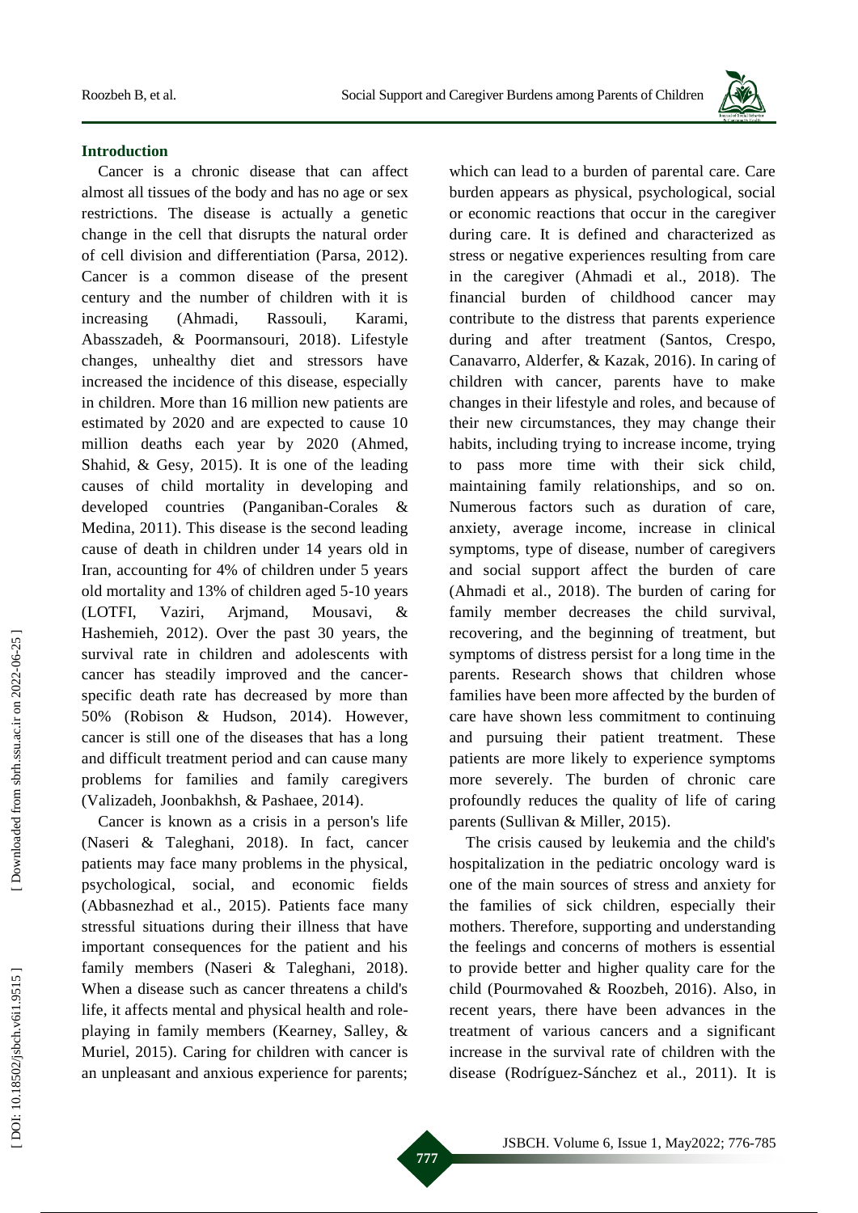## Introduction

Cancer is a chronic disease that can affect almost all tissues of the body and has no age or sex restrictions. The disease is actually a genetic change in the cell that disrupts the natural order of cell division and differentiation (Parsa, 2012). Cancer is a common disease of the present century and the number of children with it is increasing (Ahmadi, Rassouli, Karami, Abasszadeh, & Poormansouri, 2018). Lifestyle changes, unhealthy diet and stressors have increased the incidence of this disease, especially in children. More than 16 million new patients are estimated by 2020 and are expected to cause 10 million deaths each year by 2020 (Ahmed, Shahid, & Gesy, 2015). It is one of the leading causes of child mortality in developing and developed countries (Panganiban-Corales & Medina, 2011). This disease is the second leading cause of death in children under 14 years old in Iran, accounting for 4% of children under 5 years old mortality and 13% of children aged 5-10 years (LOTFI, Vaziri, Arjmand, Mousavi, & Hashemieh, 2012). Over the past 30 years, the survival rate in children and adolescents with cancer has steadily improved and the cancer-specific death rate has decreased by more than 50% (Robison & Hudson, 2014). However, cancer is still one of the diseases that has a long and difficult treatment period and can cause many problems for families and family caregivers (Valizadeh, Joonbakhsh, & Pashaee, 2014).

Cancer is known as a crisis in a person's life (Naseri & Taleghani, 2018). In fact, cancer patients may face many problems in the physical, psychological, social, and economic fields (Abbasnezhad et al., 2015). Patients face many stressful situations during their illness that have important consequences for the patient and his family members (Naseri & Taleghani, 2018). When a disease such as cancer threatens a child's life, it affects mental and physical health and role-playing in family members (Kearney, Salley, & Muriel, 2015). Caring for children with cancer is an unpleasant and anxious experience for parents; which can lead to a burden of parental care. Care burden appears as physical, psychological, social or economic reactions that occur in the caregiver during care. It is defined and characterized as stress or negative experiences resulting from care in the caregiver (Ahmadi et al., 2018). The financial burden of childhood cancer may contribute to the distress that parents experience during and after treatment (Santos, Crespo, Canavarro, Alderfer, & Kazak, 2016). In caring of children with cancer, parents have to make changes in their lifestyle and roles, and because of their new circumstances, they may change their habits, including trying to increase income, trying to pass more time with their sick child, maintaining family relationships, and so on. Numerous factors such as duration of care, anxiety, average income, increase in clinical symptoms, type of disease, number of caregivers and social support affect the burden of care (Ahmadi et al., 2018). The burden of caring for family member decreases the child survival, recovering, and the beginning of treatment, but symptoms of distress persist for a long time in the parents. Research shows that children whose families have been more affected by the burden of care have shown less commitment to continuing and pursuing their patient treatment. These patients are more likely to experience symptoms more severely. The burden of chronic care profoundly reduces the quality of life of caring parents (Sullivan & Miller, 2015).

The crisis caused by leukemia and the child's hospitalization in the pediatric oncology ward is one of the main sources of stress and anxiety for the families of sick children, especially their mothers. Therefore, supporting and understanding the feelings and concerns of mothers is essential to provide better and higher quality care for the child (Pourmovahed & Roozbeh, 2016). Also, in recent years, there have been advances in the treatment of various cancers and a significant increase in the survival rate of children with the disease (Rodríguez-Sánchez et al., 2011). It is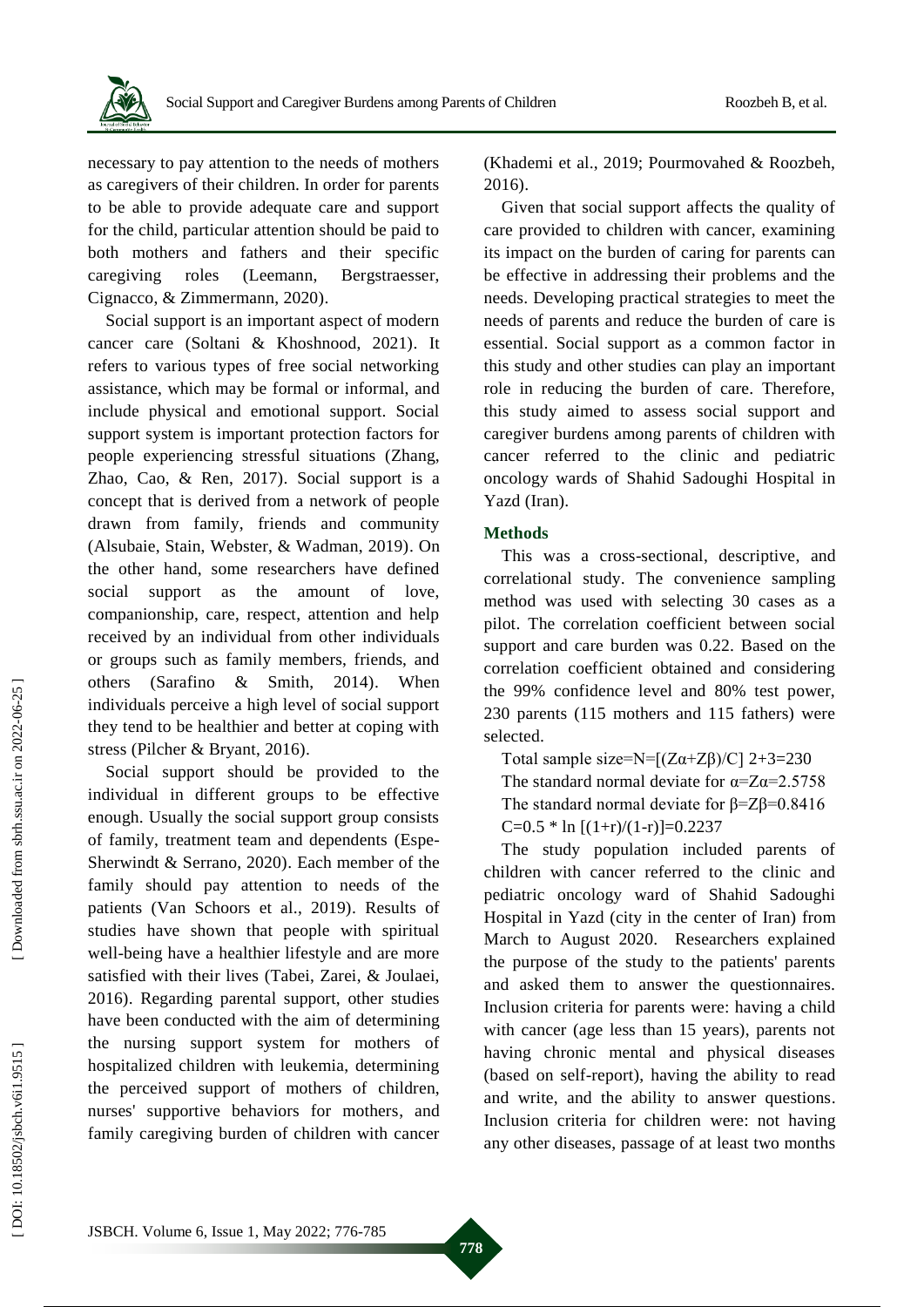necessary to pay attention to the needs of mothers as caregivers of their children. In order for parents to be able to provide adequate care and support for the child, particular attention should be paid to both mothers and fathers and their specific caregiving roles (Leemann, Bergstraesser, Cignacco, & Zimmermann, 2020).

Social support is an important aspect of modern cancer care (Soltani & Khoshnood, 2021). It refers to various types of free social networking assistance, which may be formal or informal, and include physical and emotional support. Social support system is important protection factors for people experiencing stressful situations (Zhang, Zhao, Cao, & Ren, 2017). Social support is a concept that is derived from a network of people drawn from family, friends and community (Alsubaie, Stain, Webster, & Wadman, 2019). On the other hand, some researchers have defined social support as the amount of love, companionship, care, respect, attention and help received by an individual from other individuals or groups such as family members, friends, and others (Sarafino & Smith, 2014). When individuals perceive a high level of social support they tend to be healthier and better at coping with stress (Pilcher & Bryant, 2016).

Social support should be provided to the individual in different groups to be effective enough. Usually the social support group consists of family, treatment team and dependents (Espe-Sherwindt & Serrano, 2020). Each member of the family should pay attention to needs of the patients (Van Schoors et al., 2019). Results of studies have shown that people with spiritual well-being have a healthier lifestyle and are more satisfied with their lives (Tabei, Zarei, & Joulaei, 2016). Regarding parental support, other studies have been conducted with the aim of determining the nursing support system for mothers of hospitalized children with leukemia, determining the perceived support of mothers of children, nurses' supportive behaviors for mothers, and family caregiving burden of children with cancer (Khademi et al., 2019; Pourmovahed & Roozbeh, 2016).

Given that social support affects the quality of care provided to children with cancer, examining its impact on the burden of caring for parents can be effective in addressing their problems and the needs. Developing practical strategies to meet the needs of parents and reduce the burden of care is essential. Social support as a common factor in this study and other studies can play an important role in reducing the burden of care. Therefore, this study aimed to assess social support and caregiver burdens among parents of children with cancer referred to the clinic and pediatric oncology wards of Shahid Sadoughi Hospital in Yazd (Iran).

## Methods

This was a cross-sectional, descriptive, and correlational study. The convenience sampling method was used with selecting 30 cases as a pilot. The correlation coefficient between social support and care burden was 0.22. Based on the correlation coefficient obtained and considering the 99% confidence level and 80% test power, 230 parents (115 mothers and 115 fathers) were selected.

Total sample size $=N=[(Z\alpha+Z\beta)/C]\ 2+3=230$

The standard normal deviate for $\alpha=Z\alpha=2.5758$

The standard normal deviate for $\beta=Z\beta=0.8416$

$C=0.5 * \ln [(1+r)/(1-r)]=0.2237$

The study population included parents of children with cancer referred to the clinic and pediatric oncology ward of Shahid Sadoughi Hospital in Yazd (city in the center of Iran) from March to August 2020. Researchers explained the purpose of the study to the patients' parents and asked them to answer the questionnaires. Inclusion criteria for parents were: having a child with cancer (age less than 15 years), parents not having chronic mental and physical diseases (based on self-report), having the ability to read and write, and the ability to answer questions. Inclusion criteria for children were: not having any other diseases, passage of at least two months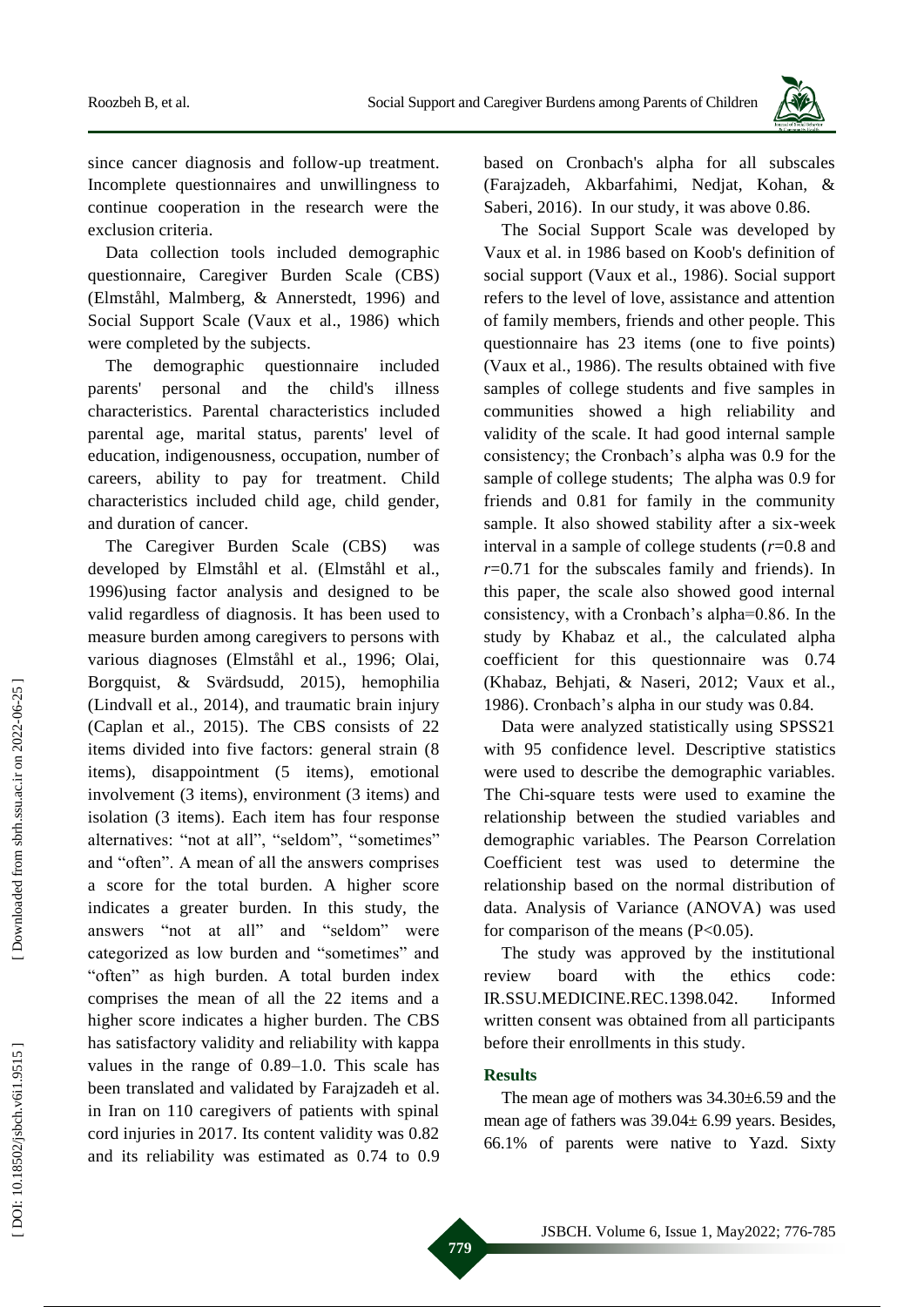since cancer diagnosis and follow-up treatment. Incomplete questionnaires and unwillingness to continue cooperation in the research were the exclusion criteria.

Data collection tools included demographic questionnaire, Caregiver Burden Scale (CBS) (Elmståhl, Malmberg, & Annerstedt, 1996) and Social Support Scale (Vaux et al., 1986) which were completed by the subjects.

The demographic questionnaire included parents' personal and the child's illness characteristics. Parental characteristics included parental age, marital status, parents' level of education, indigenousness, occupation, number of careers, ability to pay for treatment. Child characteristics included child age, child gender, and duration of cancer.

The Caregiver Burden Scale (CBS) was developed by Elmståhl et al. (Elmståhl et al., 1996)using factor analysis and designed to be valid regardless of diagnosis. It has been used to measure burden among caregivers to persons with various diagnoses (Elmståhl et al., 1996; Olai, Borgquist, & Svärdsudd, 2015), hemophilia (Lindvall et al., 2014), and traumatic brain injury (Caplan et al., 2015). The CBS consists of 22 items divided into five factors: general strain (8 items), disappointment (5 items), emotional involvement (3 items), environment (3 items) and isolation (3 items). Each item has four response alternatives: "not at all", "seldom", "sometimes" and "often". A mean of all the answers comprises a score for the total burden. A higher score indicates a greater burden. In this study, the answers "not at all" and "seldom" were categorized as low burden and "sometimes" and "often" as high burden. A total burden index comprises the mean of all the 22 items and a higher score indicates a higher burden. The CBS has satisfactory validity and reliability with kappa values in the range of 0.89–1.0. This scale has been translated and validated by Farajzadeh et al. in Iran on 110 caregivers of patients with spinal cord injuries in 2017. Its content validity was 0.82 and its reliability was estimated as 0.74 to 0.9 based on Cronbach's alpha for all subscales (Farajzadeh, Akbarfahimi, Nedjat, Kohan, & Saberi, 2016). In our study, it was above 0.86.

The Social Support Scale was developed by Vaux et al. in 1986 based on Koob's definition of social support (Vaux et al., 1986). Social support refers to the level of love, assistance and attention of family members, friends and other people. This questionnaire has 23 items (one to five points) (Vaux et al., 1986). The results obtained with five samples of college students and five samples in communities showed a high reliability and validity of the scale. It had good internal sample consistency; the Cronbach's alpha was 0.9 for the sample of college students; The alpha was 0.9 for friends and 0.81 for family in the community sample. It also showed stability after a six-week interval in a sample of college students ($r$=0.8 and $r$=0.71 for the subscales family and friends). In this paper, the scale also showed good internal consistency, with a Cronbach's alpha=0.86. In the study by Khabaz et al., the calculated alpha coefficient for this questionnaire was 0.74 (Khabaz, Behjati, & Naseri, 2012; Vaux et al., 1986). Cronbach's alpha in our study was 0.84.

Data were analyzed statistically using SPSS21 with 95 confidence level. Descriptive statistics were used to describe the demographic variables. The Chi-square tests were used to examine the relationship between the studied variables and demographic variables. The Pearson Correlation Coefficient test was used to determine the relationship based on the normal distribution of data. Analysis of Variance (ANOVA) was used for comparison of the means ($P<0.05$).

The study was approved by the institutional review board with the ethics code: IR.SSU.MEDICINE.REC.1398.042. Informed written consent was obtained from all participants before their enrollments in this study.

## Results

The mean age of mothers was 34.30±6.59 and the mean age of fathers was 39.04± 6.99 years. Besides, 66.1% of parents were native to Yazd. Sixty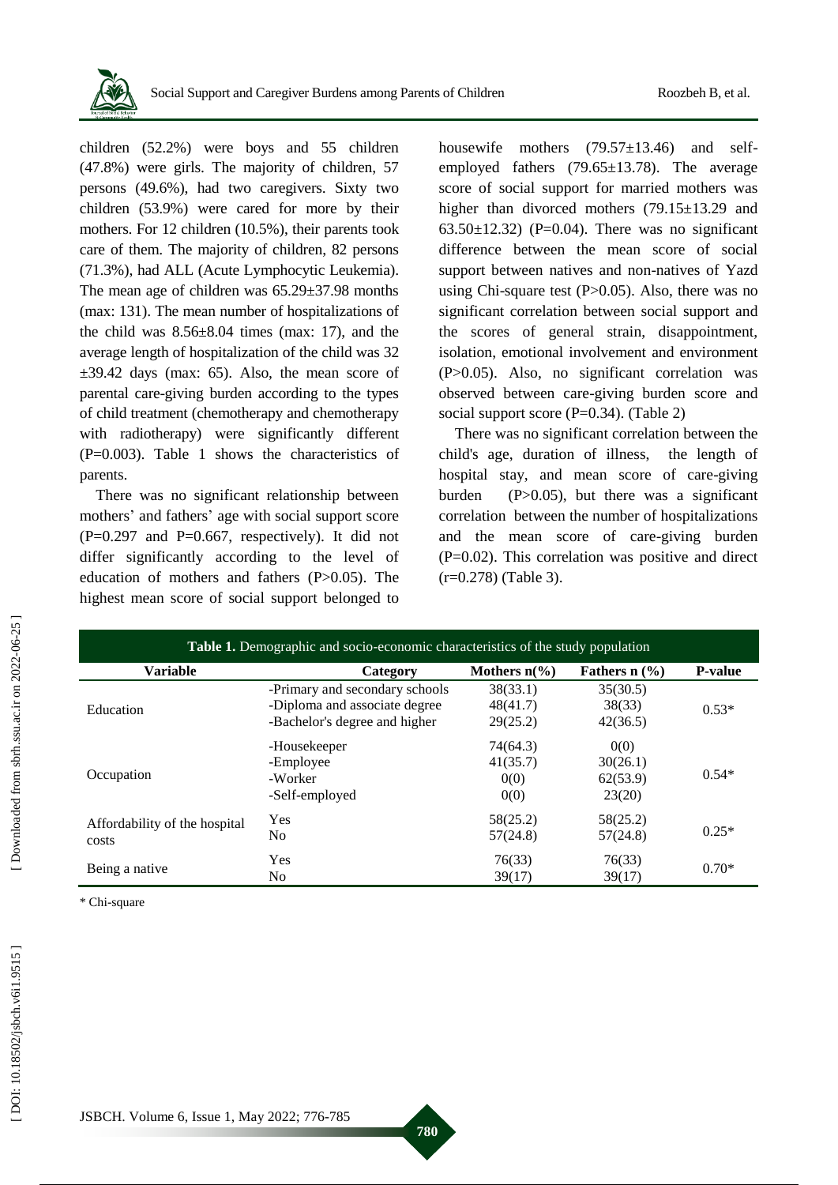children (52.2%) were boys and 55 children (47.8%) were girls. The majority of children, 57 persons (49.6%), had two caregivers. Sixty two children (53.9%) were cared for more by their mothers. For 12 children (10.5%), their parents took care of them. The majority of children, 82 persons (71.3%), had ALL (Acute Lymphocytic Leukemia). The mean age of children was 65.29±37.98 months (max: 131). The mean number of hospitalizations of the child was 8.56±8.04 times (max: 17), and the average length of hospitalization of the child was 32 ±39.42 days (max: 65). Also, the mean score of parental care-giving burden according to the types of child treatment (chemotherapy and chemotherapy with radiotherapy) were significantly different (P=0.003). Table 1 shows the characteristics of parents.

There was no significant relationship between mothers' and fathers' age with social support score (P=0.297 and P=0.667, respectively). It did not differ significantly according to the level of education of mothers and fathers (P>0.05). The highest mean score of social support belonged to housewife mothers (79.57±13.46) and self-employed fathers (79.65±13.78). The average score of social support for married mothers was higher than divorced mothers (79.15±13.29 and 63.50±12.32) (P=0.04). There was no significant difference between the mean score of social support between natives and non-natives of Yazd using Chi-square test (P>0.05). Also, there was no significant correlation between social support and the scores of general strain, disappointment, isolation, emotional involvement and environment (P>0.05). Also, no significant correlation was observed between care-giving burden score and social support score (P=0.34). (Table 2)

There was no significant correlation between the child's age, duration of illness, the length of hospital stay, and mean score of care-giving burden (P>0.05), but there was a significant correlation between the number of hospitalizations and the mean score of care-giving burden (P=0.02). This correlation was positive and direct (r=0.278) (Table 3).

**Table 1.** Demographic and socio-economic characteristics of the study population

| Variable | Category | Mothers n(%) | Fathers n (%) | P-value |
|---|---|---|---|---|
| Education | -Primary and secondary schools<br>-Diploma and associate degree<br>-Bachelor's degree and higher | 38(33.1)<br>48(41.7)<br>29(25.2) | 35(30.5)<br>38(33)<br>42(36.5) | 0.53* |
| Occupation | -Housekeeper<br>-Employee<br>-Worker<br>-Self-employed | 74(64.3)<br>41(35.7)<br>0(0)<br>0(0) | 0(0)<br>30(26.1)<br>62(53.9)<br>23(20) | 0.54* |
| Affordability of the hospital costs | Yes<br>No | 58(25.2)<br>57(24.8) | 58(25.2)<br>57(24.8) | 0.25* |
| Being a native | Yes<br>No | 76(33)<br>39(17) | 76(33)<br>39(17) | 0.70* |

\* Chi-square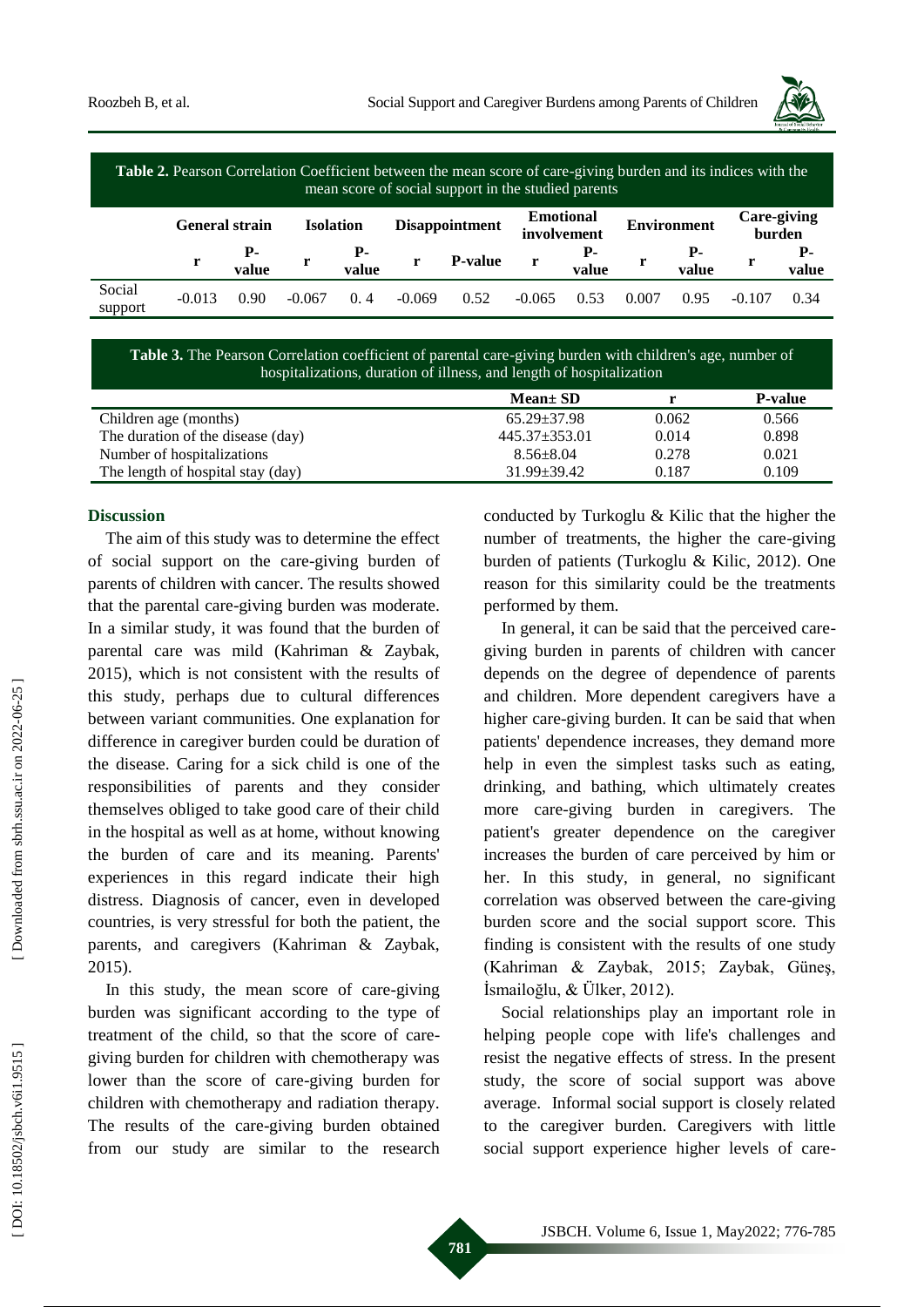**Table 2.** Pearson Correlation Coefficient between the mean score of care-giving burden and its indices with the mean score of social support in the studied parents

| | General strain | | Isolation | | Disappointment | | Emotional involvement | | Environment | | Care-giving burden | |
|---|---|---|---|---|---|---|---|---|---|---|---|---|
| | r | P-value | r | P-value | r | P-value | r | P-value | r | P-value | r | P-value |
| Social support | -0.013 | 0.90 | -0.067 | 0. 4 | -0.069 | 0.52 | -0.065 | 0.53 | 0.007 | 0.95 | -0.107 | 0.34 |

**Table 3.** The Pearson Correlation coefficient of parental care-giving burden with children's age, number of hospitalizations, duration of illness, and length of hospitalization

| | Mean± SD | r | P-value |
|---|---|---|---|
| Children age (months) | 65.29±37.98 | 0.062 | 0.566 |
| The duration of the disease (day) | 445.37±353.01 | 0.014 | 0.898 |
| Number of hospitalizations | 8.56±8.04 | 0.278 | 0.021 |
| The length of hospital stay (day) | 31.99±39.42 | 0.187 | 0.109 |

## Discussion

The aim of this study was to determine the effect of social support on the care-giving burden of parents of children with cancer. The results showed that the parental care-giving burden was moderate. In a similar study, it was found that the burden of parental care was mild (Kahriman & Zaybak, 2015), which is not consistent with the results of this study, perhaps due to cultural differences between variant communities. One explanation for difference in caregiver burden could be duration of the disease. Caring for a sick child is one of the responsibilities of parents and they consider themselves obliged to take good care of their child in the hospital as well as at home, without knowing the burden of care and its meaning. Parents' experiences in this regard indicate their high distress. Diagnosis of cancer, even in developed countries, is very stressful for both the patient, the parents, and caregivers (Kahriman & Zaybak, 2015).

In this study, the mean score of care-giving burden was significant according to the type of treatment of the child, so that the score of care-giving burden for children with chemotherapy was lower than the score of care-giving burden for children with chemotherapy and radiation therapy. The results of the care-giving burden obtained from our study are similar to the research conducted by Turkoglu & Kilic that the higher the number of treatments, the higher the care-giving burden of patients (Turkoglu & Kilic, 2012). One reason for this similarity could be the treatments performed by them.

In general, it can be said that the perceived care-giving burden in parents of children with cancer depends on the degree of dependence of parents and children. More dependent caregivers have a higher care-giving burden. It can be said that when patients' dependence increases, they demand more help in even the simplest tasks such as eating, drinking, and bathing, which ultimately creates more care-giving burden in caregivers. The patient's greater dependence on the caregiver increases the burden of care perceived by him or her. In this study, in general, no significant correlation was observed between the care-giving burden score and the social support score. This finding is consistent with the results of one study (Kahriman & Zaybak, 2015; Zaybak, Güneş, İsmailoğlu, & Ülker, 2012).

Social relationships play an important role in helping people cope with life's challenges and resist the negative effects of stress. In the present study, the score of social support was above average. Informal social support is closely related to the caregiver burden. Caregivers with little social support experience higher levels of care-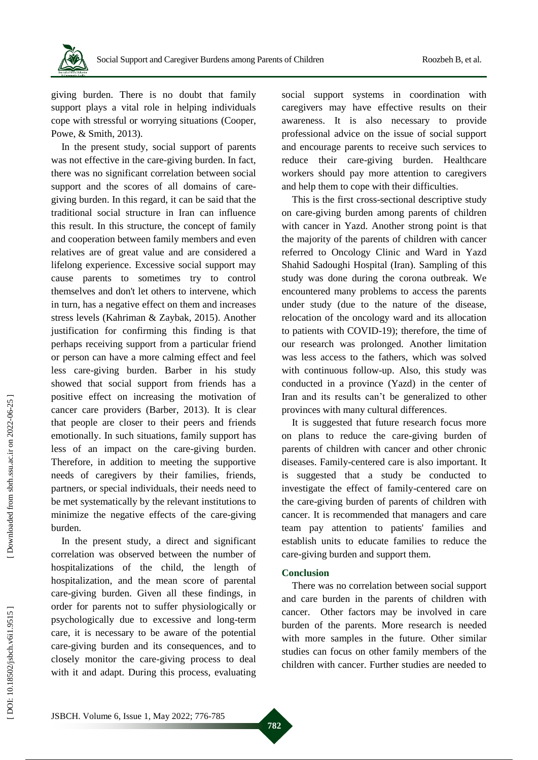giving burden. There is no doubt that family support plays a vital role in helping individuals cope with stressful or worrying situations (Cooper, Powe, & Smith, 2013).

In the present study, social support of parents was not effective in the care-giving burden. In fact, there was no significant correlation between social support and the scores of all domains of care-giving burden. In this regard, it can be said that the traditional social structure in Iran can influence this result. In this structure, the concept of family and cooperation between family members and even relatives are of great value and are considered a lifelong experience. Excessive social support may cause parents to sometimes try to control themselves and don't let others to intervene, which in turn, has a negative effect on them and increases stress levels (Kahriman & Zaybak, 2015). Another justification for confirming this finding is that perhaps receiving support from a particular friend or person can have a more calming effect and feel less care-giving burden. Barber in his study showed that social support from friends has a positive effect on increasing the motivation of cancer care providers (Barber, 2013). It is clear that people are closer to their peers and friends emotionally. In such situations, family support has less of an impact on the care-giving burden. Therefore, in addition to meeting the supportive needs of caregivers by their families, friends, partners, or special individuals, their needs need to be met systematically by the relevant institutions to minimize the negative effects of the care-giving burden.

In the present study, a direct and significant correlation was observed between the number of hospitalizations of the child, the length of hospitalization, and the mean score of parental care-giving burden. Given all these findings, in order for parents not to suffer physiologically or psychologically due to excessive and long-term care, it is necessary to be aware of the potential care-giving burden and its consequences, and to closely monitor the care-giving process to deal with it and adapt. During this process, evaluating social support systems in coordination with caregivers may have effective results on their awareness. It is also necessary to provide professional advice on the issue of social support and encourage parents to receive such services to reduce their care-giving burden. Healthcare workers should pay more attention to caregivers and help them to cope with their difficulties.

This is the first cross-sectional descriptive study on care-giving burden among parents of children with cancer in Yazd. Another strong point is that the majority of the parents of children with cancer referred to Oncology Clinic and Ward in Yazd Shahid Sadoughi Hospital (Iran). Sampling of this study was done during the corona outbreak. We encountered many problems to access the parents under study (due to the nature of the disease, relocation of the oncology ward and its allocation to patients with COVID-19); therefore, the time of our research was prolonged. Another limitation was less access to the fathers, which was solved with continuous follow-up. Also, this study was conducted in a province (Yazd) in the center of Iran and its results can't be generalized to other provinces with many cultural differences.

It is suggested that future research focus more on plans to reduce the care-giving burden of parents of children with cancer and other chronic diseases. Family-centered care is also important. It is suggested that a study be conducted to investigate the effect of family-centered care on the care-giving burden of parents of children with cancer. It is recommended that managers and care team pay attention to patients' families and establish units to educate families to reduce the care-giving burden and support them.

## Conclusion

There was no correlation between social support and care burden in the parents of children with cancer. Other factors may be involved in care burden of the parents. More research is needed with more samples in the future. Other similar studies can focus on other family members of the children with cancer. Further studies are needed to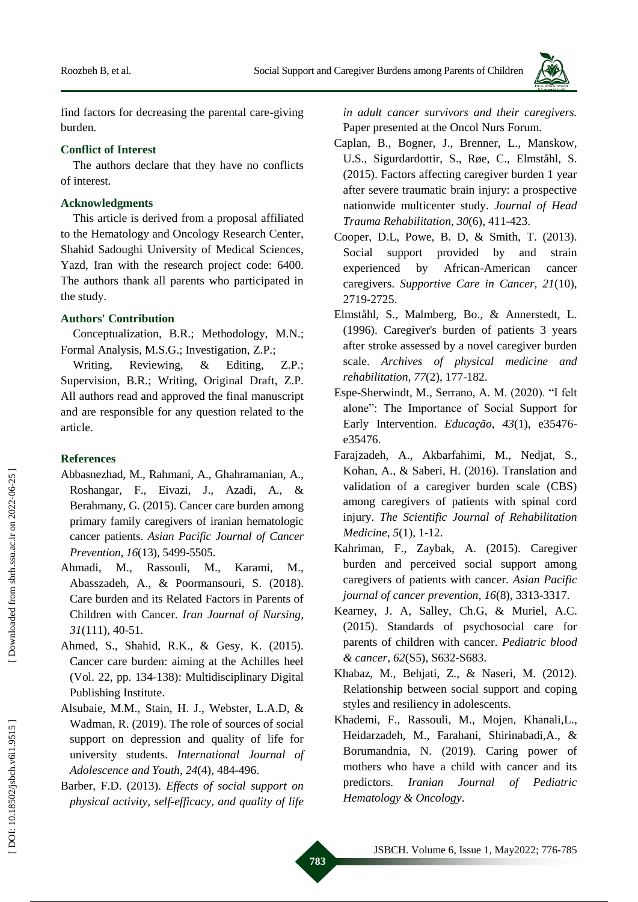find factors for decreasing the parental care-giving burden.

### Conflict of Interest

The authors declare that they have no conflicts of interest.

### Acknowledgments

This article is derived from a proposal affiliated to the Hematology and Oncology Research Center, Shahid Sadoughi University of Medical Sciences, Yazd, Iran with the research project code: 6400. The authors thank all parents who participated in the study.

### Authors' Contribution

Conceptualization, B.R.; Methodology, M.N.; Formal Analysis, M.S.G.; Investigation, Z.P.;

Writing, Reviewing, & Editing, Z.P.; Supervision, B.R.; Writing, Original Draft, Z.P. All authors read and approved the final manuscript and are responsible for any question related to the article.

### References

Abbasnezhad, M., Rahmani, A., Ghahramanian, A., Roshangar, F., Eivazi, J., Azadi, A., & Berahmany, G. (2015). Cancer care burden among primary family caregivers of iranian hematologic cancer patients. *Asian Pacific Journal of Cancer Prevention, 16*(13), 5499-5505.

Ahmadi, M., Rassouli, M., Karami, M., Abasszadeh, A., & Poormansouri, S. (2018). Care burden and its Related Factors in Parents of Children with Cancer. *Iran Journal of Nursing, 31*(111), 40-51.

Ahmed, S., Shahid, R.K., & Gesy, K. (2015). Cancer care burden: aiming at the Achilles heel (Vol. 22, pp. 134-138): Multidisciplinary Digital Publishing Institute.

Alsubaie, M.M., Stain, H. J., Webster, L.A.D, & Wadman, R. (2019). The role of sources of social support on depression and quality of life for university students. *International Journal of Adolescence and Youth, 24*(4), 484-496.

Barber, F.D. (2013). *Effects of social support on physical activity, self-efficacy, and quality of life in adult cancer survivors and their caregivers.* Paper presented at the Oncol Nurs Forum.

Caplan, B., Bogner, J., Brenner, L., Manskow, U.S., Sigurdardottir, S., Røe, C., Elmståhl, S. (2015). Factors affecting caregiver burden 1 year after severe traumatic brain injury: a prospective nationwide multicenter study. *Journal of Head Trauma Rehabilitation, 30*(6), 411-423.

Cooper, D.L, Powe, B. D, & Smith, T. (2013). Social support provided by and strain experienced by African-American cancer caregivers. *Supportive Care in Cancer, 21*(10), 2719-2725.

Elmståhl, S., Malmberg, Bo., & Annerstedt, L. (1996). Caregiver's burden of patients 3 years after stroke assessed by a novel caregiver burden scale. *Archives of physical medicine and rehabilitation, 77*(2), 177-182.

Espe-Sherwindt, M., Serrano, A. M. (2020). "I felt alone": The Importance of Social Support for Early Intervention. *Educação, 43*(1), e35476-e35476.

Farajzadeh, A., Akbarfahimi, M., Nedjat, S., Kohan, A., & Saberi, H. (2016). Translation and validation of a caregiver burden scale (CBS) among caregivers of patients with spinal cord injury. *The Scientific Journal of Rehabilitation Medicine, 5*(1), 1-12.

Kahriman, F., Zaybak, A. (2015). Caregiver burden and perceived social support among caregivers of patients with cancer. *Asian Pacific journal of cancer prevention, 16*(8), 3313-3317.

Kearney, J. A, Salley, Ch.G, & Muriel, A.C. (2015). Standards of psychosocial care for parents of children with cancer. *Pediatric blood & cancer, 62*(S5), S632-S683.

Khabaz, M., Behjati, Z., & Naseri, M. (2012). Relationship between social support and coping styles and resiliency in adolescents.

Khademi, F., Rassouli, M., Mojen, Khanali,L., Heidarzadeh, M., Farahani, Shirinabadi,A., & Borumandnia, N. (2019). Caring power of mothers who have a child with cancer and its predictors. *Iranian Journal of Pediatric Hematology & Oncology*.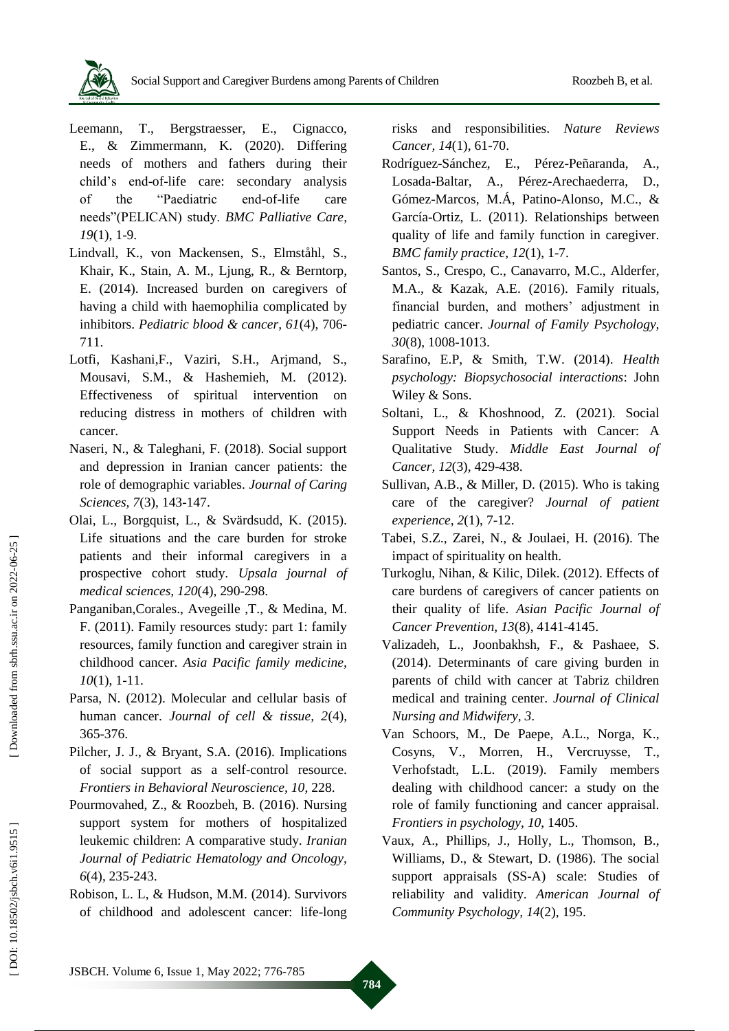Leemann, T., Bergstraesser, E., Cignacco, E., & Zimmermann, K. (2020). Differing needs of mothers and fathers during their child's end-of-life care: secondary analysis of the "Paediatric end-of-life care needs"(PELICAN) study. *BMC Palliative Care, 19*(1), 1-9.

Lindvall, K., von Mackensen, S., Elmståhl, S., Khair, K., Stain, A. M., Ljung, R., & Berntorp, E. (2014). Increased burden on caregivers of having a child with haemophilia complicated by inhibitors. *Pediatric blood & cancer, 61*(4), 706-711.

Lotfi, Kashani,F., Vaziri, S.H., Arjmand, S., Mousavi, S.M., & Hashemieh, M. (2012). Effectiveness of spiritual intervention on reducing distress in mothers of children with cancer.

Naseri, N., & Taleghani, F. (2018). Social support and depression in Iranian cancer patients: the role of demographic variables. *Journal of Caring Sciences, 7*(3), 143-147.

Olai, L., Borgquist, L., & Svärdsudd, K. (2015). Life situations and the care burden for stroke patients and their informal caregivers in a prospective cohort study. *Upsala journal of medical sciences, 120*(4), 290-298.

Panganiban,Corales., Avegeille ,T., & Medina, M. F. (2011). Family resources study: part 1: family resources, family function and caregiver strain in childhood cancer. *Asia Pacific family medicine, 10*(1), 1-11.

Parsa, N. (2012). Molecular and cellular basis of human cancer. *Journal of cell & tissue, 2*(4), 365-376.

Pilcher, J. J., & Bryant, S.A. (2016). Implications of social support as a self-control resource. *Frontiers in Behavioral Neuroscience, 10*, 228.

Pourmovahed, Z., & Roozbeh, B. (2016). Nursing support system for mothers of hospitalized leukemic children: A comparative study. *Iranian Journal of Pediatric Hematology and Oncology, 6*(4), 235-243.

Robison, L. L, & Hudson, M.M. (2014). Survivors of childhood and adolescent cancer: life-long risks and responsibilities. *Nature Reviews Cancer, 14*(1), 61-70.

Rodríguez-Sánchez, E., Pérez-Peñaranda, A., Losada-Baltar, A., Pérez-Arechaederra, D., Gómez-Marcos, M.Á, Patino-Alonso, M.C., & García-Ortiz, L. (2011). Relationships between quality of life and family function in caregiver. *BMC family practice, 12*(1), 1-7.

Santos, S., Crespo, C., Canavarro, M.C., Alderfer, M.A., & Kazak, A.E. (2016). Family rituals, financial burden, and mothers' adjustment in pediatric cancer. *Journal of Family Psychology, 30*(8), 1008-1013.

Sarafino, E.P, & Smith, T.W. (2014). *Health psychology: Biopsychosocial interactions*: John Wiley & Sons.

Soltani, L., & Khoshnood, Z. (2021). Social Support Needs in Patients with Cancer: A Qualitative Study. *Middle East Journal of Cancer, 12*(3), 429-438.

Sullivan, A.B., & Miller, D. (2015). Who is taking care of the caregiver? *Journal of patient experience, 2*(1), 7-12.

Tabei, S.Z., Zarei, N., & Joulaei, H. (2016). The impact of spirituality on health.

Turkoglu, Nihan, & Kilic, Dilek. (2012). Effects of care burdens of caregivers of cancer patients on their quality of life. *Asian Pacific Journal of Cancer Prevention, 13*(8), 4141-4145.

Valizadeh, L., Joonbakhsh, F., & Pashaee, S. (2014). Determinants of care giving burden in parents of child with cancer at Tabriz children medical and training center. *Journal of Clinical Nursing and Midwifery, 3*.

Van Schoors, M., De Paepe, A.L., Norga, K., Cosyns, V., Morren, H., Vercruysse, T., Verhofstadt, L.L. (2019). Family members dealing with childhood cancer: a study on the role of family functioning and cancer appraisal. *Frontiers in psychology, 10*, 1405.

Vaux, A., Phillips, J., Holly, L., Thomson, B., Williams, D., & Stewart, D. (1986). The social support appraisals (SS-A) scale: Studies of reliability and validity. *American Journal of Community Psychology, 14*(2), 195.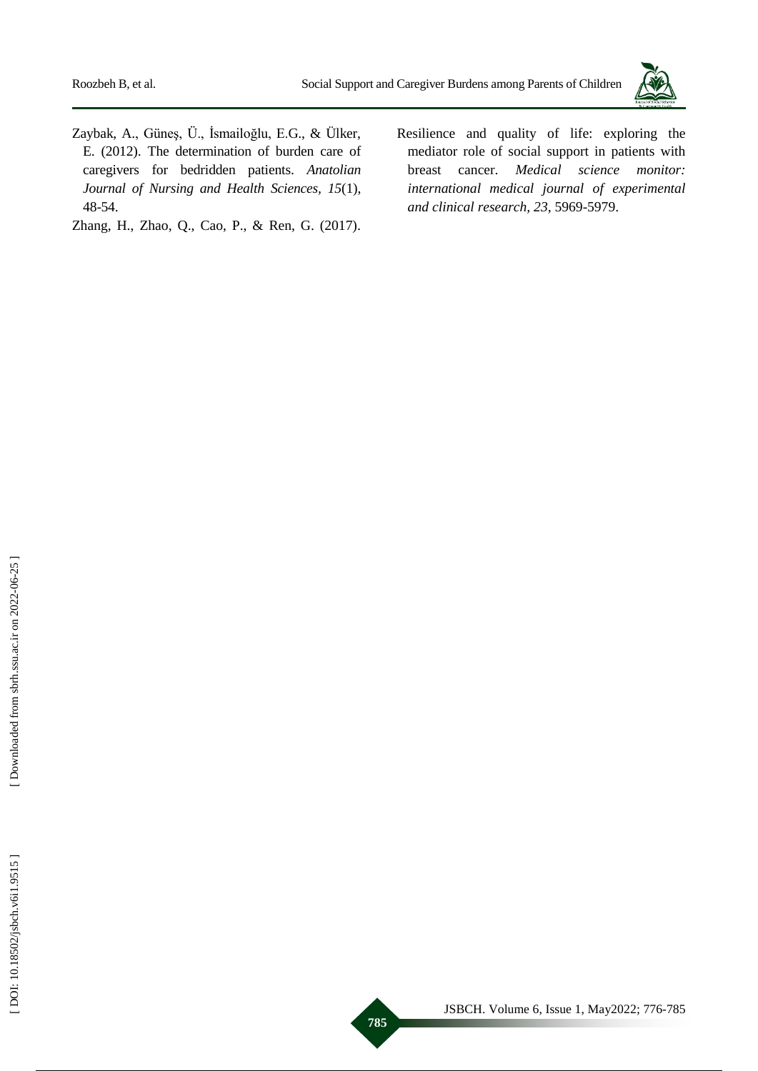Zaybak, A., Güneş, Ü., İsmailoğlu, E.G., & Ülker, E. (2012). The determination of burden care of caregivers for bedridden patients. *Anatolian Journal of Nursing and Health Sciences, 15*(1), 48-54.

Zhang, H., Zhao, Q., Cao, P., & Ren, G. (2017). Resilience and quality of life: exploring the mediator role of social support in patients with breast cancer. *Medical science monitor: international medical journal of experimental and clinical research, 23*, 5969-5979.